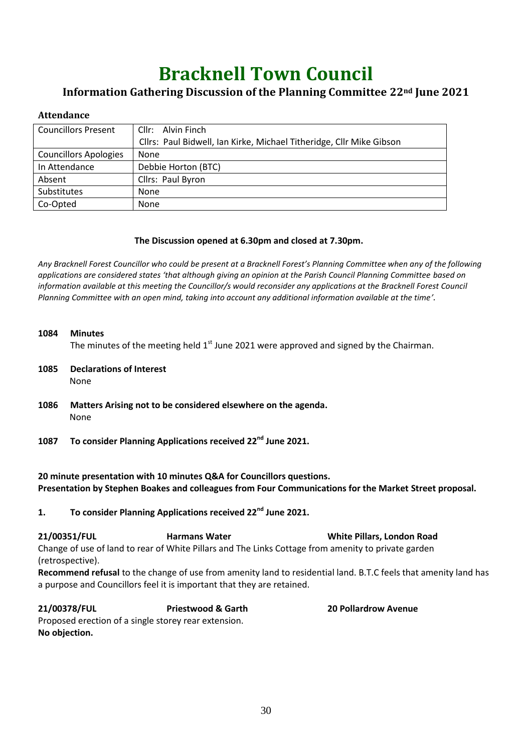# Bracknell Town Council

## Information Gathering Discussion of the Planning Committee 22nd June 2021

### Attendance

| | |
|---|---|
| Councillors Present | Cllr: Alvin Finch<br>Cllrs: Paul Bidwell, Ian Kirke, Michael Titheridge, Cllr Mike Gibson |
| Councillors Apologies | None |
| In Attendance | Debbie Horton (BTC) |
| Absent | Cllrs: Paul Byron |
| Substitutes | None |
| Co-Opted | None |

**The Discussion opened at 6.30pm and closed at 7.30pm.**

*Any Bracknell Forest Councillor who could be present at a Bracknell Forest's Planning Committee when any of the following applications are considered states 'that although giving an opinion at the Parish Council Planning Committee based on information available at this meeting the Councillor/s would reconsider any applications at the Bracknell Forest Council Planning Committee with an open mind, taking into account any additional information available at the time'.*

**1084 Minutes**

The minutes of the meeting held 1st June 2021 were approved and signed by the Chairman.

**1085 Declarations of Interest**

None

**1086 Matters Arising not to be considered elsewhere on the agenda.**

None

**1087 To consider Planning Applications received 22nd June 2021.**

**20 minute presentation with 10 minutes Q&A for Councillors questions.**
**Presentation by Stephen Boakes and colleagues from Four Communications for the Market Street proposal.**

**1. To consider Planning Applications received 22nd June 2021.**

**21/00351/FUL** **Harmans Water** **White Pillars, London Road**

Change of use of land to rear of White Pillars and The Links Cottage from amenity to private garden (retrospective).

**Recommend refusal** to the change of use from amenity land to residential land. B.T.C feels that amenity land has a purpose and Councillors feel it is important that they are retained.

**21/00378/FUL** **Priestwood & Garth** **20 Pollardrow Avenue**

Proposed erection of a single storey rear extension.

**No objection.**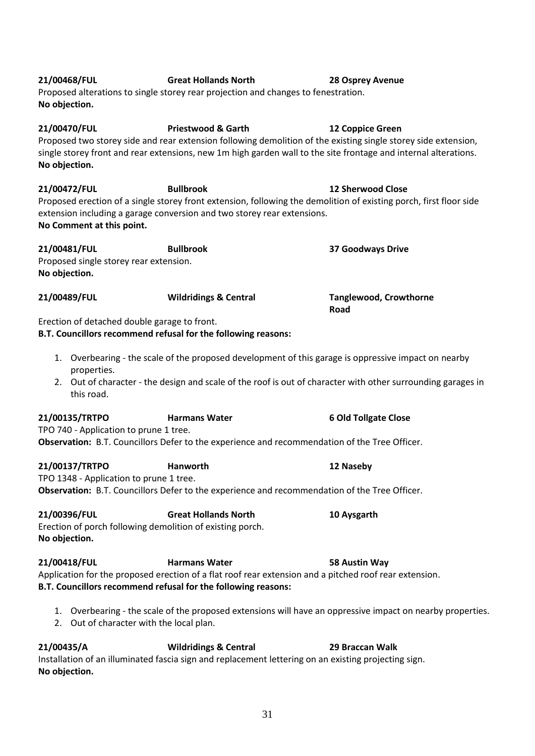**21/00468/FUL** **Great Hollands North** **28 Osprey Avenue**

Proposed alterations to single storey rear projection and changes to fenestration.

**No objection.**

**21/00470/FUL** **Priestwood & Garth** **12 Coppice Green**

Proposed two storey side and rear extension following demolition of the existing single storey side extension, single storey front and rear extensions, new 1m high garden wall to the site frontage and internal alterations.

**No objection.**

**21/00472/FUL** **Bullbrook** **12 Sherwood Close**

Proposed erection of a single storey front extension, following the demolition of existing porch, first floor side extension including a garage conversion and two storey rear extensions.

**No Comment at this point.**

**21/00481/FUL** **Bullbrook** **37 Goodways Drive**

Proposed single storey rear extension.

**No objection.**

**21/00489/FUL** **Wildridings & Central** **Tanglewood, Crowthorne Road**

Erection of detached double garage to front.

**B.T. Councillors recommend refusal for the following reasons:**

1. Overbearing - the scale of the proposed development of this garage is oppressive impact on nearby properties.
2. Out of character - the design and scale of the roof is out of character with other surrounding garages in this road.

**21/00135/TRTPO** **Harmans Water** **6 Old Tollgate Close**

TPO 740 - Application to prune 1 tree.

**Observation:** B.T. Councillors Defer to the experience and recommendation of the Tree Officer.

**21/00137/TRTPO** **Hanworth** **12 Naseby**

TPO 1348 - Application to prune 1 tree.

**Observation:** B.T. Councillors Defer to the experience and recommendation of the Tree Officer.

**21/00396/FUL** **Great Hollands North** **10 Aysgarth**

Erection of porch following demolition of existing porch.

**No objection.**

**21/00418/FUL** **Harmans Water** **58 Austin Way**

Application for the proposed erection of a flat roof rear extension and a pitched roof rear extension.

**B.T. Councillors recommend refusal for the following reasons:**

1. Overbearing - the scale of the proposed extensions will have an oppressive impact on nearby properties.
2. Out of character with the local plan.

**21/00435/A** **Wildridings & Central** **29 Braccan Walk**

Installation of an illuminated fascia sign and replacement lettering on an existing projecting sign.

**No objection.**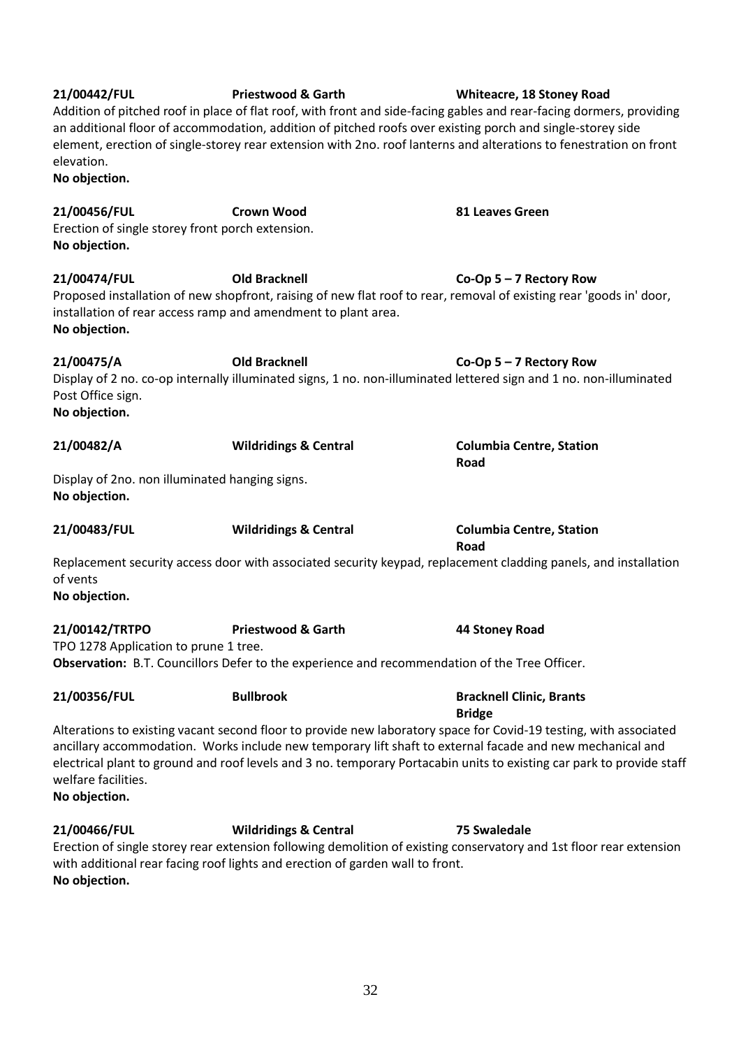**21/00442/FUL** **Priestwood & Garth** **Whiteacre, 18 Stoney Road**

Addition of pitched roof in place of flat roof, with front and side-facing gables and rear-facing dormers, providing an additional floor of accommodation, addition of pitched roofs over existing porch and single-storey side element, erection of single-storey rear extension with 2no. roof lanterns and alterations to fenestration on front elevation.

**No objection.**

**21/00456/FUL** **Crown Wood** **81 Leaves Green**

Erection of single storey front porch extension.

**No objection.**

**21/00474/FUL** **Old Bracknell** **Co-Op 5 – 7 Rectory Row**

Proposed installation of new shopfront, raising of new flat roof to rear, removal of existing rear 'goods in' door, installation of rear access ramp and amendment to plant area.

**No objection.**

**21/00475/A** **Old Bracknell** **Co-Op 5 – 7 Rectory Row**

Display of 2 no. co-op internally illuminated signs, 1 no. non-illuminated lettered sign and 1 no. non-illuminated Post Office sign.

**No objection.**

**21/00482/A** **Wildridings & Central** **Columbia Centre, Station Road**

Display of 2no. non illuminated hanging signs.

**No objection.**

**21/00483/FUL** **Wildridings & Central** **Columbia Centre, Station Road**

Replacement security access door with associated security keypad, replacement cladding panels, and installation of vents

**No objection.**

**21/00142/TRTPO** **Priestwood & Garth** **44 Stoney Road**

TPO 1278 Application to prune 1 tree.

**Observation:** B.T. Councillors Defer to the experience and recommendation of the Tree Officer.

**21/00356/FUL** **Bullbrook** **Bracknell Clinic, Brants Bridge**

Alterations to existing vacant second floor to provide new laboratory space for Covid-19 testing, with associated ancillary accommodation. Works include new temporary lift shaft to external facade and new mechanical and electrical plant to ground and roof levels and 3 no. temporary Portacabin units to existing car park to provide staff welfare facilities.

**No objection.**

**21/00466/FUL** **Wildridings & Central** **75 Swaledale**

Erection of single storey rear extension following demolition of existing conservatory and 1st floor rear extension with additional rear facing roof lights and erection of garden wall to front.

**No objection.**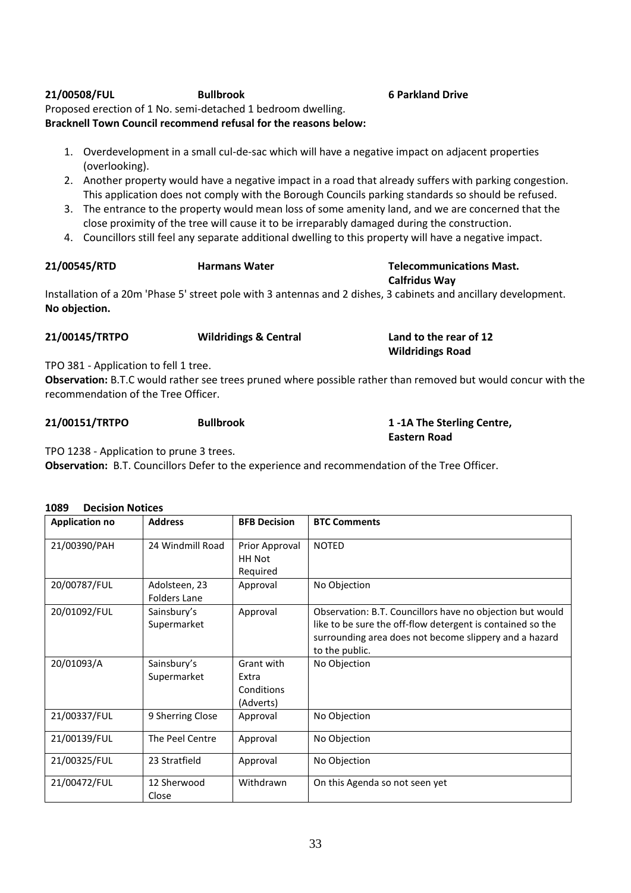**21/00508/FUL** **Bullbrook** **6 Parkland Drive**

Proposed erection of 1 No. semi-detached 1 bedroom dwelling.

**Bracknell Town Council recommend refusal for the reasons below:**

1. Overdevelopment in a small cul-de-sac which will have a negative impact on adjacent properties (overlooking).
2. Another property would have a negative impact in a road that already suffers with parking congestion. This application does not comply with the Borough Councils parking standards so should be refused.
3. The entrance to the property would mean loss of some amenity land, and we are concerned that the close proximity of the tree will cause it to be irreparably damaged during the construction.
4. Councillors still feel any separate additional dwelling to this property will have a negative impact.

**21/00545/RTD** **Harmans Water** **Telecommunications Mast. Calfridus Way**

Installation of a 20m 'Phase 5' street pole with 3 antennas and 2 dishes, 3 cabinets and ancillary development.

**No objection.**

**21/00145/TRTPO** **Wildridings & Central** **Land to the rear of 12 Wildridings Road**

TPO 381 - Application to fell 1 tree.

**Observation:** B.T.C would rather see trees pruned where possible rather than removed but would concur with the recommendation of the Tree Officer.

**21/00151/TRTPO** **Bullbrook** **1 -1A The Sterling Centre, Eastern Road**

TPO 1238 - Application to prune 3 trees.

**Observation:** B.T. Councillors Defer to the experience and recommendation of the Tree Officer.

**1089 Decision Notices**

| Application no | Address | BFB Decision | BTC Comments |
|---|---|---|---|
| 21/00390/PAH | 24 Windmill Road | Prior Approval HH Not Required | NOTED |
| 20/00787/FUL | Adolsteen, 23 Folders Lane | Approval | No Objection |
| 20/01092/FUL | Sainsbury's Supermarket | Approval | Observation: B.T. Councillors have no objection but would like to be sure the off-flow detergent is contained so the surrounding area does not become slippery and a hazard to the public. |
| 20/01093/A | Sainsbury's Supermarket | Grant with Extra Conditions (Adverts) | No Objection |
| 21/00337/FUL | 9 Sherring Close | Approval | No Objection |
| 21/00139/FUL | The Peel Centre | Approval | No Objection |
| 21/00325/FUL | 23 Stratfield | Approval | No Objection |
| 21/00472/FUL | 12 Sherwood Close | Withdrawn | On this Agenda so not seen yet |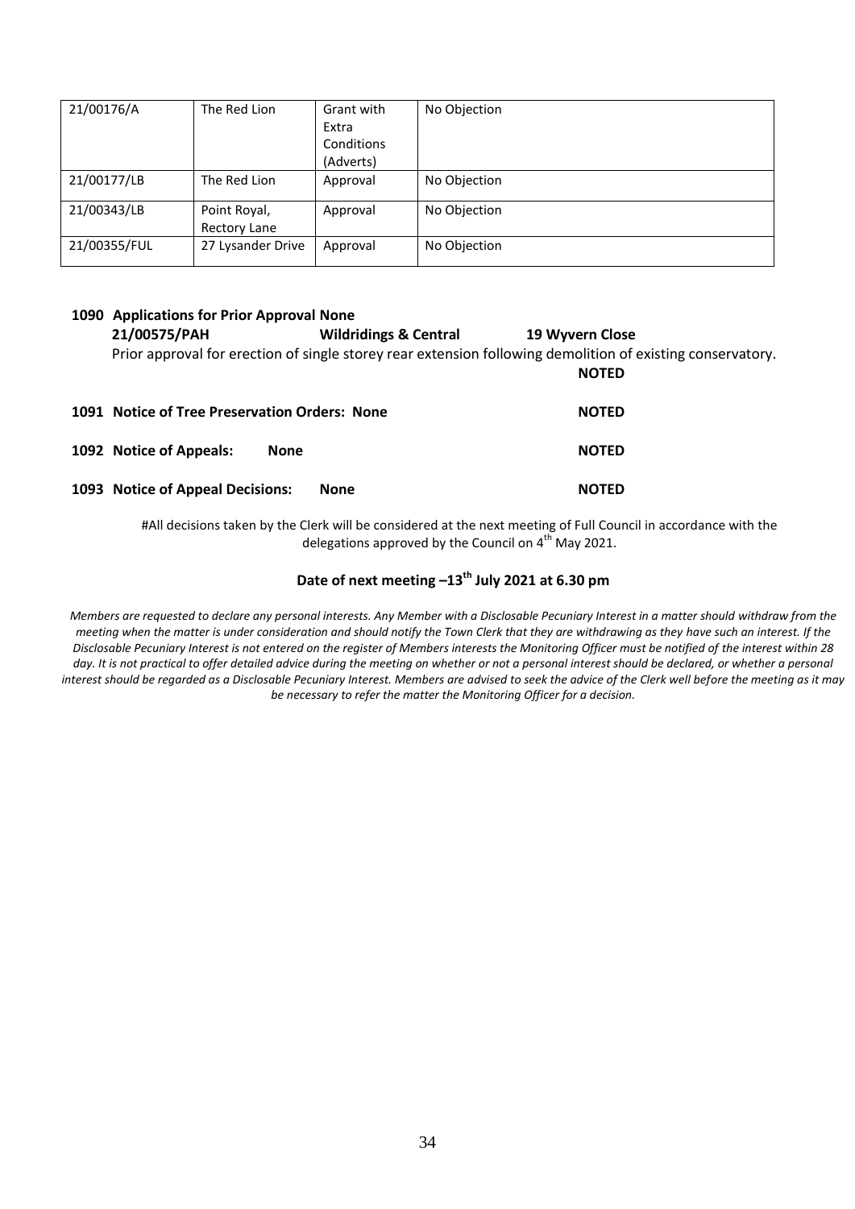| | | | |
|---|---|---|---|
| 21/00176/A | The Red Lion | Grant with Extra Conditions (Adverts) | No Objection |
| 21/00177/LB | The Red Lion | Approval | No Objection |
| 21/00343/LB | Point Royal, Rectory Lane | Approval | No Objection |
| 21/00355/FUL | 27 Lysander Drive | Approval | No Objection |

**1090 Applications for Prior Approval None**

**21/00575/PAH** **Wildridings & Central** **19 Wyvern Close**

Prior approval for erection of single storey rear extension following demolition of existing conservatory.

**NOTED**

**1091 Notice of Tree Preservation Orders: None** **NOTED**

**1092 Notice of Appeals: None** **NOTED**

**1093 Notice of Appeal Decisions: None** **NOTED**

#All decisions taken by the Clerk will be considered at the next meeting of Full Council in accordance with the delegations approved by the Council on 4th May 2021.

**Date of next meeting –13th July 2021 at 6.30 pm**

*Members are requested to declare any personal interests. Any Member with a Disclosable Pecuniary Interest in a matter should withdraw from the meeting when the matter is under consideration and should notify the Town Clerk that they are withdrawing as they have such an interest. If the Disclosable Pecuniary Interest is not entered on the register of Members interests the Monitoring Officer must be notified of the interest within 28 day. It is not practical to offer detailed advice during the meeting on whether or not a personal interest should be declared, or whether a personal interest should be regarded as a Disclosable Pecuniary Interest. Members are advised to seek the advice of the Clerk well before the meeting as it may be necessary to refer the matter the Monitoring Officer for a decision.*